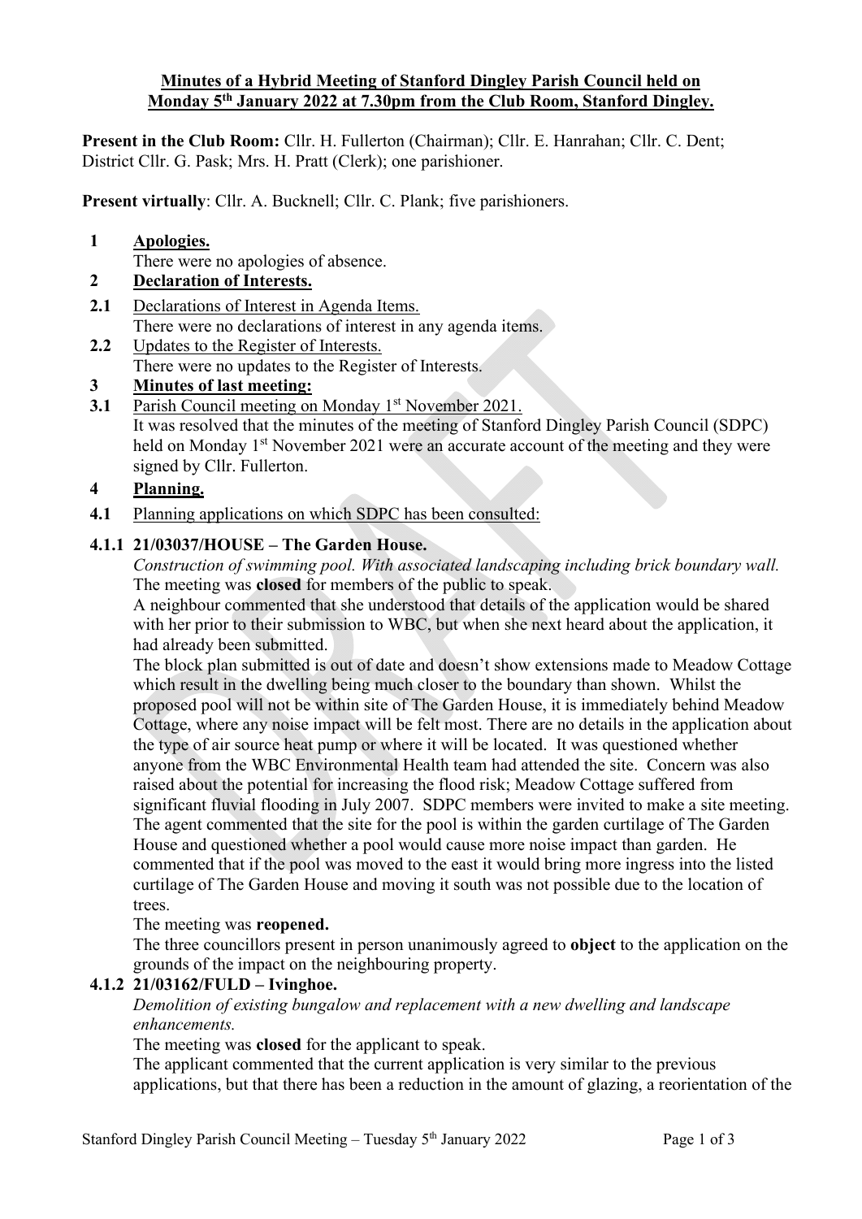**Minutes of a Hybrid Meeting of Stanford Dingley Parish Council held on Monday 5th January 2022 at 7.30pm from the Club Room, Stanford Dingley.**

**Present in the Club Room:** Cllr. H. Fullerton (Chairman); Cllr. E. Hanrahan; Cllr. C. Dent; District Cllr. G. Pask; Mrs. H. Pratt (Clerk); one parishioner.

**Present virtually**: Cllr. A. Bucknell; Cllr. C. Plank; five parishioners.

**1 Apologies.**

There were no apologies of absence.

**2 Declaration of Interests.**

**2.1** Declarations of Interest in Agenda Items.

There were no declarations of interest in any agenda items.

**2.2** Updates to the Register of Interests.

There were no updates to the Register of Interests.

**3 Minutes of last meeting:**

**3.1** Parish Council meeting on Monday 1st November 2021.

It was resolved that the minutes of the meeting of Stanford Dingley Parish Council (SDPC) held on Monday 1st November 2021 were an accurate account of the meeting and they were signed by Cllr. Fullerton.

**4 Planning.**

**4.1** Planning applications on which SDPC has been consulted:

**4.1.1 21/03037/HOUSE – The Garden House.**

*Construction of swimming pool. With associated landscaping including brick boundary wall.*

The meeting was **closed** for members of the public to speak.

A neighbour commented that she understood that details of the application would be shared with her prior to their submission to WBC, but when she next heard about the application, it had already been submitted.

The block plan submitted is out of date and doesn't show extensions made to Meadow Cottage which result in the dwelling being much closer to the boundary than shown. Whilst the proposed pool will not be within site of The Garden House, it is immediately behind Meadow Cottage, where any noise impact will be felt most. There are no details in the application about the type of air source heat pump or where it will be located. It was questioned whether anyone from the WBC Environmental Health team had attended the site. Concern was also raised about the potential for increasing the flood risk; Meadow Cottage suffered from significant fluvial flooding in July 2007. SDPC members were invited to make a site meeting. The agent commented that the site for the pool is within the garden curtilage of The Garden House and questioned whether a pool would cause more noise impact than garden. He commented that if the pool was moved to the east it would bring more ingress into the listed curtilage of The Garden House and moving it south was not possible due to the location of trees.

The meeting was **reopened.**

The three councillors present in person unanimously agreed to **object** to the application on the grounds of the impact on the neighbouring property.

**4.1.2 21/03162/FULD – Ivinghoe.**

*Demolition of existing bungalow and replacement with a new dwelling and landscape enhancements.*

The meeting was **closed** for the applicant to speak.

The applicant commented that the current application is very similar to the previous applications, but that there has been a reduction in the amount of glazing, a reorientation of the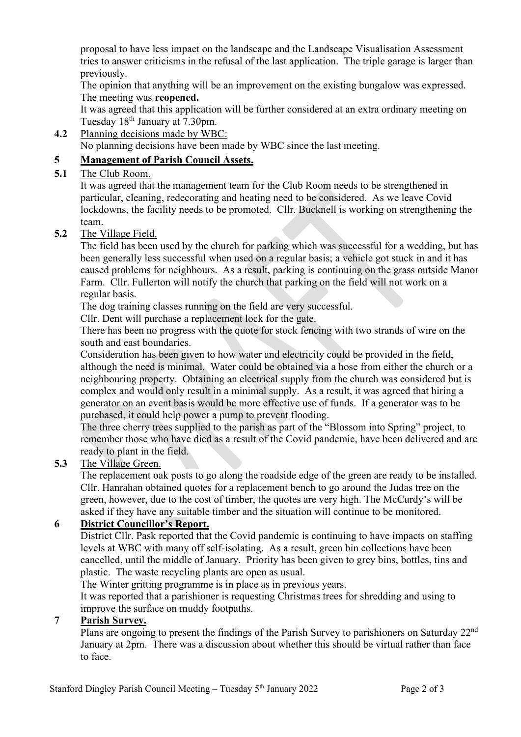proposal to have less impact on the landscape and the Landscape Visualisation Assessment tries to answer criticisms in the refusal of the last application. The triple garage is larger than previously.

The opinion that anything will be an improvement on the existing bungalow was expressed. The meeting was **reopened.**

It was agreed that this application will be further considered at an extra ordinary meeting on Tuesday 18th January at 7.30pm.

**4.2** Planning decisions made by WBC:

No planning decisions have been made by WBC since the last meeting.

## 5 Management of Parish Council Assets.

**5.1** The Club Room.

It was agreed that the management team for the Club Room needs to be strengthened in particular, cleaning, redecorating and heating need to be considered. As we leave Covid lockdowns, the facility needs to be promoted. Cllr. Bucknell is working on strengthening the team.

**5.2** The Village Field.

The field has been used by the church for parking which was successful for a wedding, but has been generally less successful when used on a regular basis; a vehicle got stuck in and it has caused problems for neighbours. As a result, parking is continuing on the grass outside Manor Farm. Cllr. Fullerton will notify the church that parking on the field will not work on a regular basis.

The dog training classes running on the field are very successful.

Cllr. Dent will purchase a replacement lock for the gate.

There has been no progress with the quote for stock fencing with two strands of wire on the south and east boundaries.

Consideration has been given to how water and electricity could be provided in the field, although the need is minimal. Water could be obtained via a hose from either the church or a neighbouring property. Obtaining an electrical supply from the church was considered but is complex and would only result in a minimal supply. As a result, it was agreed that hiring a generator on an event basis would be more effective use of funds. If a generator was to be purchased, it could help power a pump to prevent flooding.

The three cherry trees supplied to the parish as part of the "Blossom into Spring" project, to remember those who have died as a result of the Covid pandemic, have been delivered and are ready to plant in the field.

**5.3** The Village Green.

The replacement oak posts to go along the roadside edge of the green are ready to be installed. Cllr. Hanrahan obtained quotes for a replacement bench to go around the Judas tree on the green, however, due to the cost of timber, the quotes are very high. The McCurdy's will be asked if they have any suitable timber and the situation will continue to be monitored.

## 6 District Councillor's Report.

District Cllr. Pask reported that the Covid pandemic is continuing to have impacts on staffing levels at WBC with many off self-isolating. As a result, green bin collections have been cancelled, until the middle of January. Priority has been given to grey bins, bottles, tins and plastic. The waste recycling plants are open as usual.

The Winter gritting programme is in place as in previous years.

It was reported that a parishioner is requesting Christmas trees for shredding and using to improve the surface on muddy footpaths.

## 7 Parish Survey.

Plans are ongoing to present the findings of the Parish Survey to parishioners on Saturday 22nd January at 2pm. There was a discussion about whether this should be virtual rather than face to face.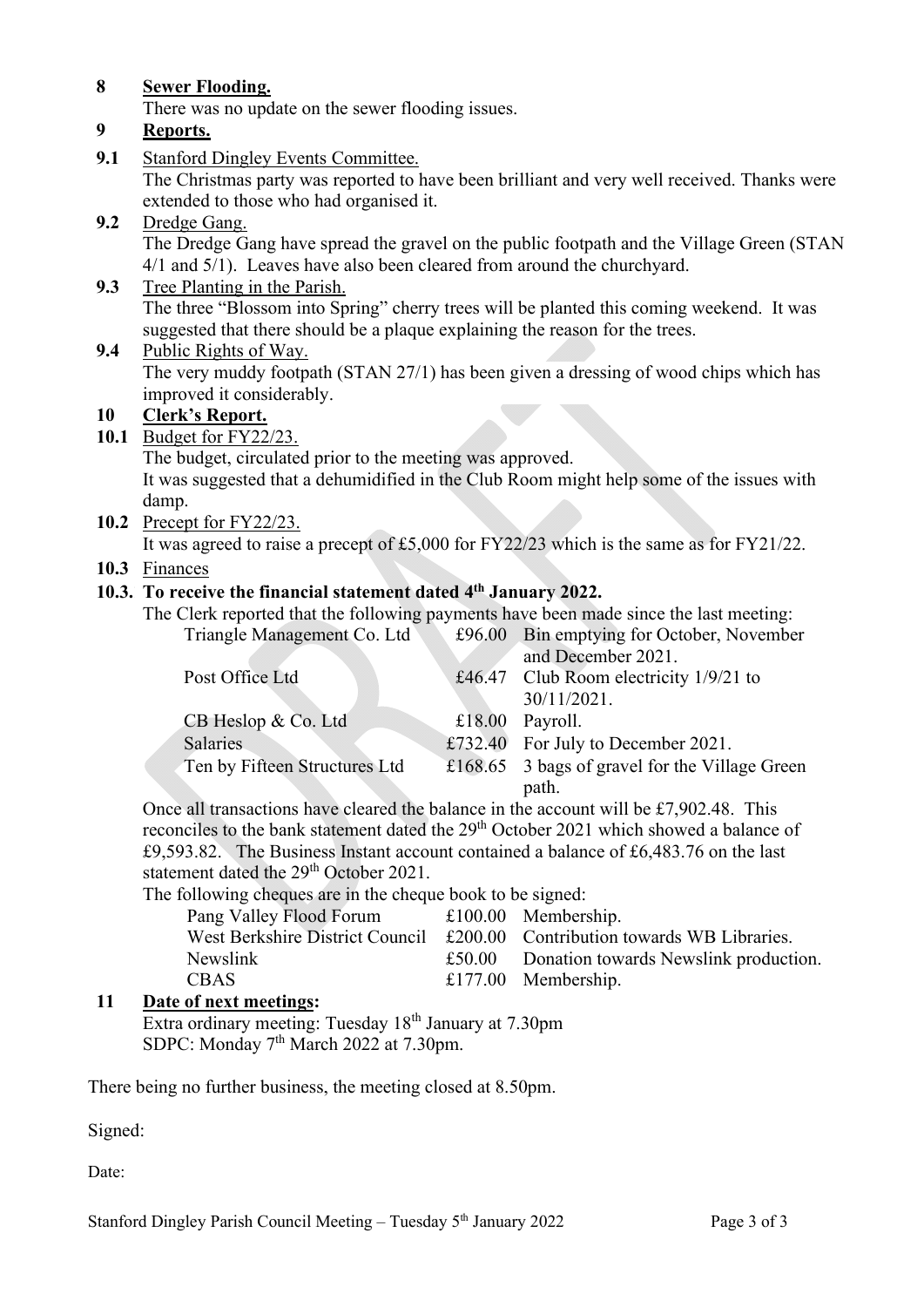**8 Sewer Flooding.**

There was no update on the sewer flooding issues.

**9 Reports.**

**9.1** Stanford Dingley Events Committee.

The Christmas party was reported to have been brilliant and very well received. Thanks were extended to those who had organised it.

**9.2** Dredge Gang.

The Dredge Gang have spread the gravel on the public footpath and the Village Green (STAN 4/1 and 5/1). Leaves have also been cleared from around the churchyard.

**9.3** Tree Planting in the Parish.

The three "Blossom into Spring" cherry trees will be planted this coming weekend. It was suggested that there should be a plaque explaining the reason for the trees.

**9.4** Public Rights of Way.

The very muddy footpath (STAN 27/1) has been given a dressing of wood chips which has improved it considerably.

**10 Clerk's Report.**

**10.1** Budget for FY22/23.

The budget, circulated prior to the meeting was approved.

It was suggested that a dehumidified in the Club Room might help some of the issues with damp.

**10.2** Precept for FY22/23.

It was agreed to raise a precept of £5,000 for FY22/23 which is the same as for FY21/22.

**10.3** Finances

**10.3. To receive the financial statement dated 4th January 2022.**

The Clerk reported that the following payments have been made since the last meeting:

| | | |
|---|---|---|
| Triangle Management Co. Ltd | £96.00 | Bin emptying for October, November and December 2021. |
| Post Office Ltd | £46.47 | Club Room electricity 1/9/21 to 30/11/2021. |
| CB Heslop & Co. Ltd | £18.00 | Payroll. |
| Salaries | £732.40 | For July to December 2021. |
| Ten by Fifteen Structures Ltd | £168.65 | 3 bags of gravel for the Village Green path. |

Once all transactions have cleared the balance in the account will be £7,902.48. This reconciles to the bank statement dated the 29th October 2021 which showed a balance of £9,593.82. The Business Instant account contained a balance of £6,483.76 on the last statement dated the 29th October 2021.

The following cheques are in the cheque book to be signed:

| | | |
|---|---|---|
| Pang Valley Flood Forum | £100.00 | Membership. |
| West Berkshire District Council | £200.00 | Contribution towards WB Libraries. |
| Newslink | £50.00 | Donation towards Newslink production. |
| CBAS | £177.00 | Membership. |

**11 Date of next meetings:**

Extra ordinary meeting: Tuesday 18th January at 7.30pm

SDPC: Monday 7th March 2022 at 7.30pm.

There being no further business, the meeting closed at 8.50pm.

Signed:

Date: